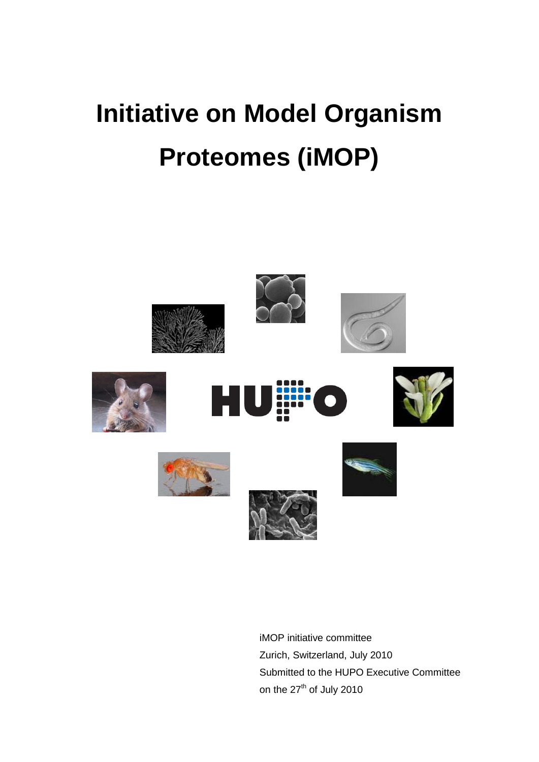# Initiative on Model Organism Proteomes (iMOP)

iMOP initiative committee
Zurich, Switzerland, July 2010
Submitted to the HUPO Executive Committee
on the 27th of July 2010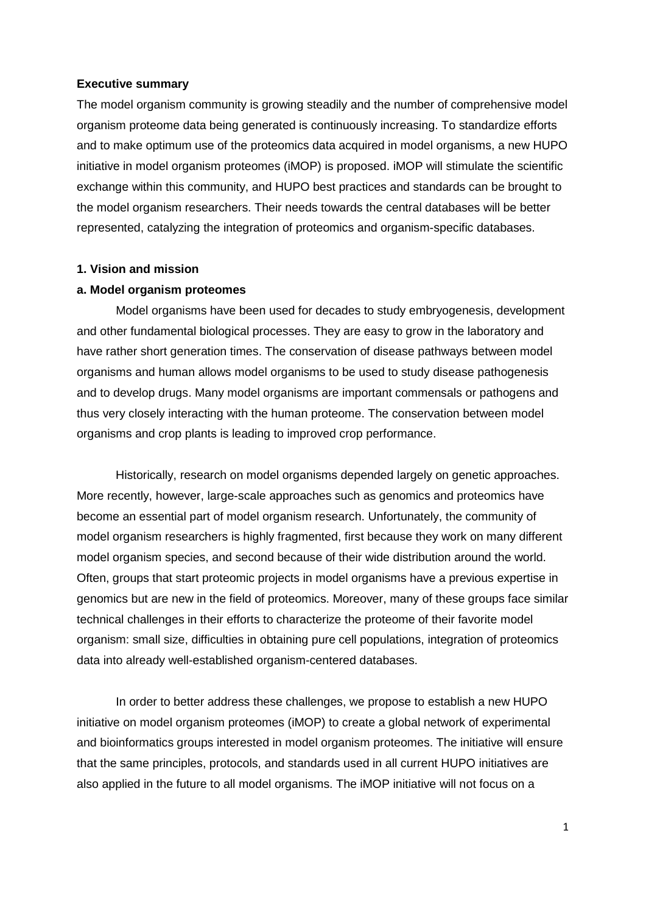**Executive summary**

The model organism community is growing steadily and the number of comprehensive model organism proteome data being generated is continuously increasing. To standardize efforts and to make optimum use of the proteomics data acquired in model organisms, a new HUPO initiative in model organism proteomes (iMOP) is proposed. iMOP will stimulate the scientific exchange within this community, and HUPO best practices and standards can be brought to the model organism researchers. Their needs towards the central databases will be better represented, catalyzing the integration of proteomics and organism-specific databases.

**1. Vision and mission**

**a. Model organism proteomes**

Model organisms have been used for decades to study embryogenesis, development and other fundamental biological processes. They are easy to grow in the laboratory and have rather short generation times. The conservation of disease pathways between model organisms and human allows model organisms to be used to study disease pathogenesis and to develop drugs. Many model organisms are important commensals or pathogens and thus very closely interacting with the human proteome. The conservation between model organisms and crop plants is leading to improved crop performance.

Historically, research on model organisms depended largely on genetic approaches. More recently, however, large-scale approaches such as genomics and proteomics have become an essential part of model organism research. Unfortunately, the community of model organism researchers is highly fragmented, first because they work on many different model organism species, and second because of their wide distribution around the world. Often, groups that start proteomic projects in model organisms have a previous expertise in genomics but are new in the field of proteomics. Moreover, many of these groups face similar technical challenges in their efforts to characterize the proteome of their favorite model organism: small size, difficulties in obtaining pure cell populations, integration of proteomics data into already well-established organism-centered databases.

In order to better address these challenges, we propose to establish a new HUPO initiative on model organism proteomes (iMOP) to create a global network of experimental and bioinformatics groups interested in model organism proteomes. The initiative will ensure that the same principles, protocols, and standards used in all current HUPO initiatives are also applied in the future to all model organisms. The iMOP initiative will not focus on a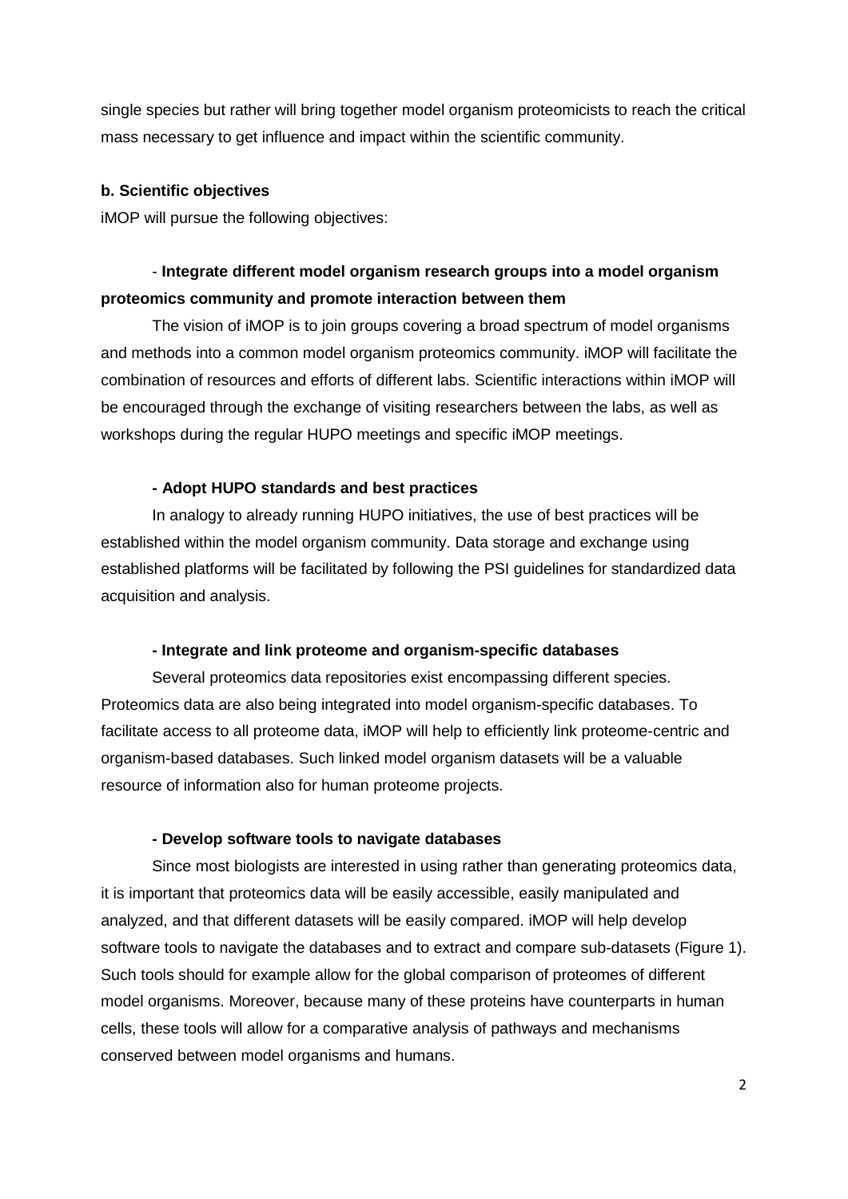single species but rather will bring together model organism proteomicists to reach the critical mass necessary to get influence and impact within the scientific community.

**b. Scientific objectives**

iMOP will pursue the following objectives:

**- Integrate different model organism research groups into a model organism proteomics community and promote interaction between them**

The vision of iMOP is to join groups covering a broad spectrum of model organisms and methods into a common model organism proteomics community. iMOP will facilitate the combination of resources and efforts of different labs. Scientific interactions within iMOP will be encouraged through the exchange of visiting researchers between the labs, as well as workshops during the regular HUPO meetings and specific iMOP meetings.

**- Adopt HUPO standards and best practices**

In analogy to already running HUPO initiatives, the use of best practices will be established within the model organism community. Data storage and exchange using established platforms will be facilitated by following the PSI guidelines for standardized data acquisition and analysis.

**- Integrate and link proteome and organism-specific databases**

Several proteomics data repositories exist encompassing different species. Proteomics data are also being integrated into model organism-specific databases. To facilitate access to all proteome data, iMOP will help to efficiently link proteome-centric and organism-based databases. Such linked model organism datasets will be a valuable resource of information also for human proteome projects.

**- Develop software tools to navigate databases**

Since most biologists are interested in using rather than generating proteomics data, it is important that proteomics data will be easily accessible, easily manipulated and analyzed, and that different datasets will be easily compared. iMOP will help develop software tools to navigate the databases and to extract and compare sub-datasets (Figure 1). Such tools should for example allow for the global comparison of proteomes of different model organisms. Moreover, because many of these proteins have counterparts in human cells, these tools will allow for a comparative analysis of pathways and mechanisms conserved between model organisms and humans.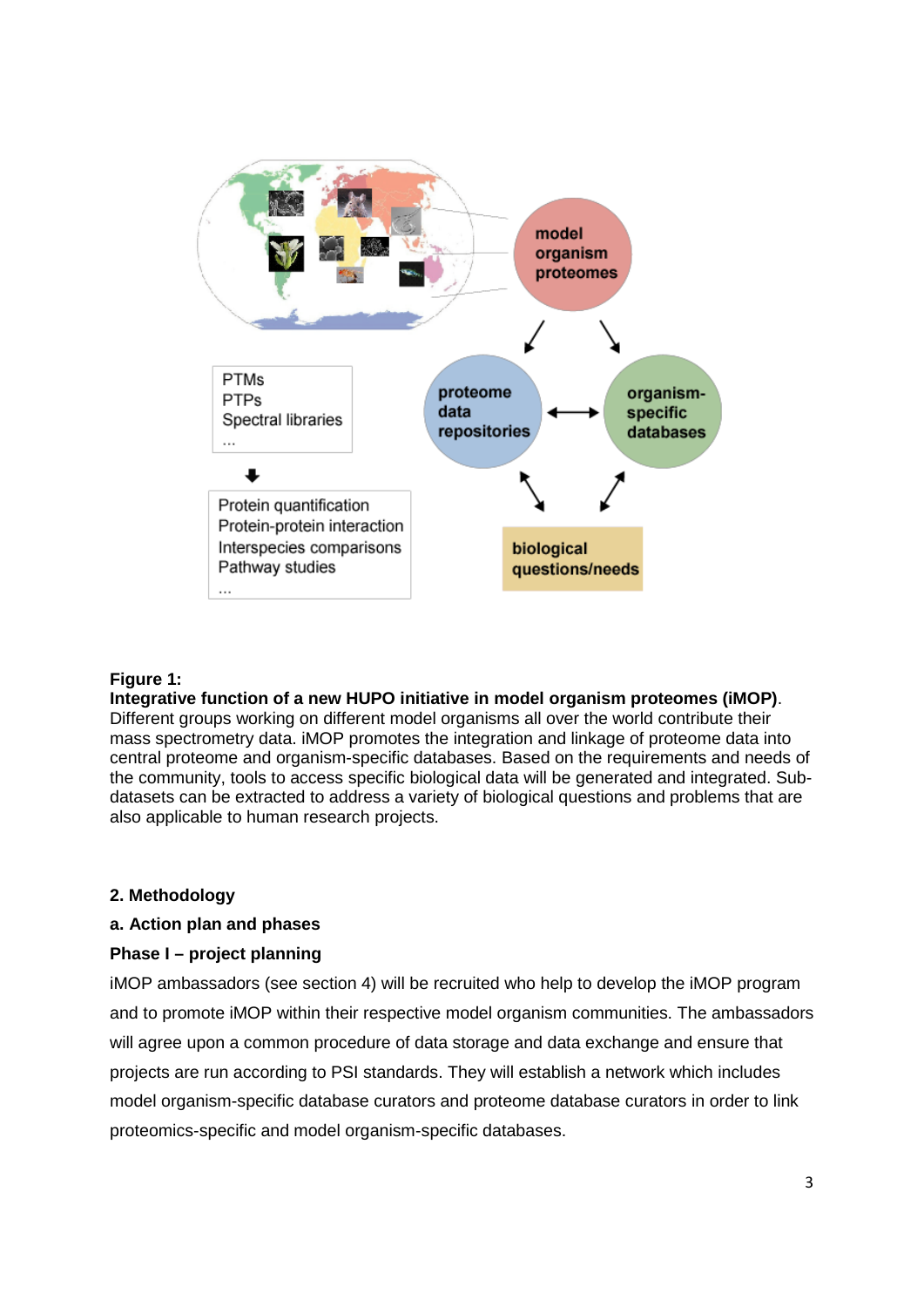**Figure 1:**
**Integrative function of a new HUPO initiative in model organism proteomes (iMOP)**. Different groups working on different model organisms all over the world contribute their mass spectrometry data. iMOP promotes the integration and linkage of proteome data into central proteome and organism-specific databases. Based on the requirements and needs of the community, tools to access specific biological data will be generated and integrated. Sub-datasets can be extracted to address a variety of biological questions and problems that are also applicable to human research projects.

## 2. Methodology

### a. Action plan and phases

### Phase I – project planning

iMOP ambassadors (see section 4) will be recruited who help to develop the iMOP program and to promote iMOP within their respective model organism communities. The ambassadors will agree upon a common procedure of data storage and data exchange and ensure that projects are run according to PSI standards. They will establish a network which includes model organism-specific database curators and proteome database curators in order to link proteomics-specific and model organism-specific databases.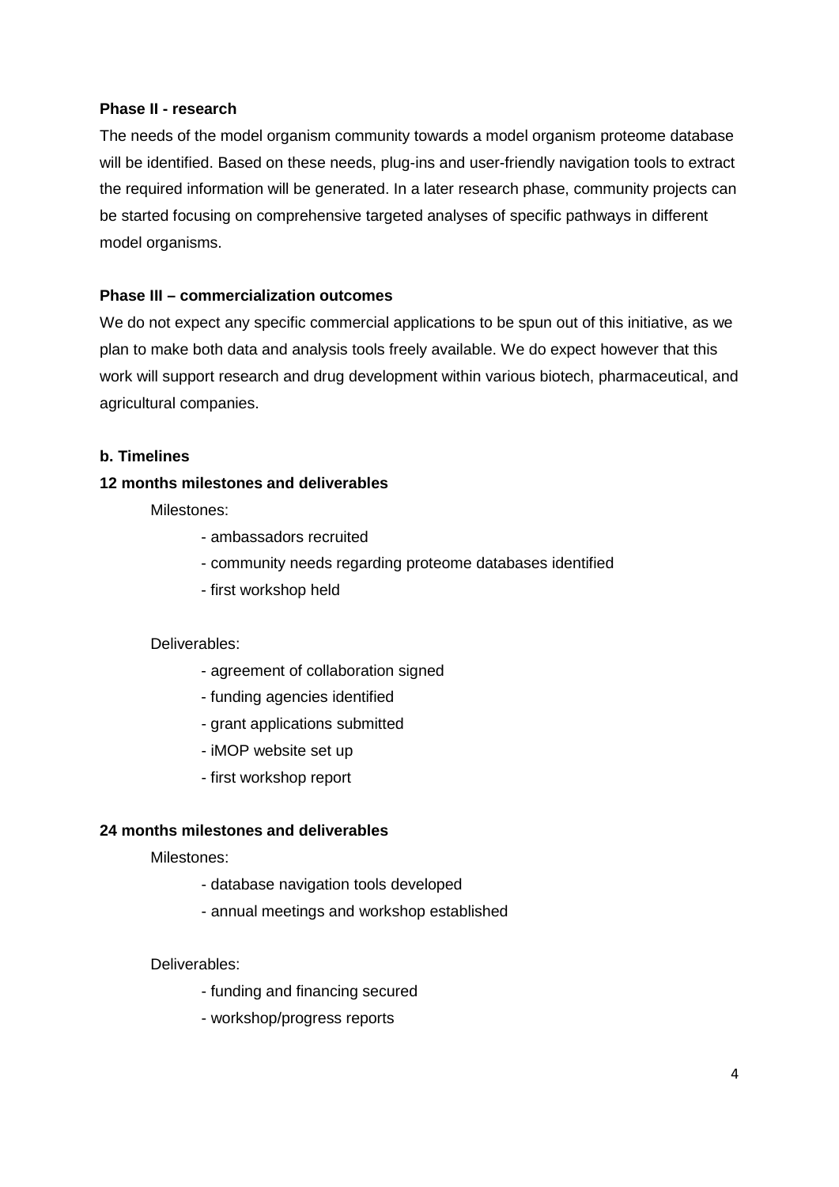**Phase II - research**

The needs of the model organism community towards a model organism proteome database will be identified. Based on these needs, plug-ins and user-friendly navigation tools to extract the required information will be generated. In a later research phase, community projects can be started focusing on comprehensive targeted analyses of specific pathways in different model organisms.

**Phase III – commercialization outcomes**

We do not expect any specific commercial applications to be spun out of this initiative, as we plan to make both data and analysis tools freely available. We do expect however that this work will support research and drug development within various biotech, pharmaceutical, and agricultural companies.

**b. Timelines**

**12 months milestones and deliverables**

Milestones:

- ambassadors recruited
- community needs regarding proteome databases identified
- first workshop held

Deliverables:

- agreement of collaboration signed
- funding agencies identified
- grant applications submitted
- iMOP website set up
- first workshop report

**24 months milestones and deliverables**

Milestones:

- database navigation tools developed
- annual meetings and workshop established

Deliverables:

- funding and financing secured
- workshop/progress reports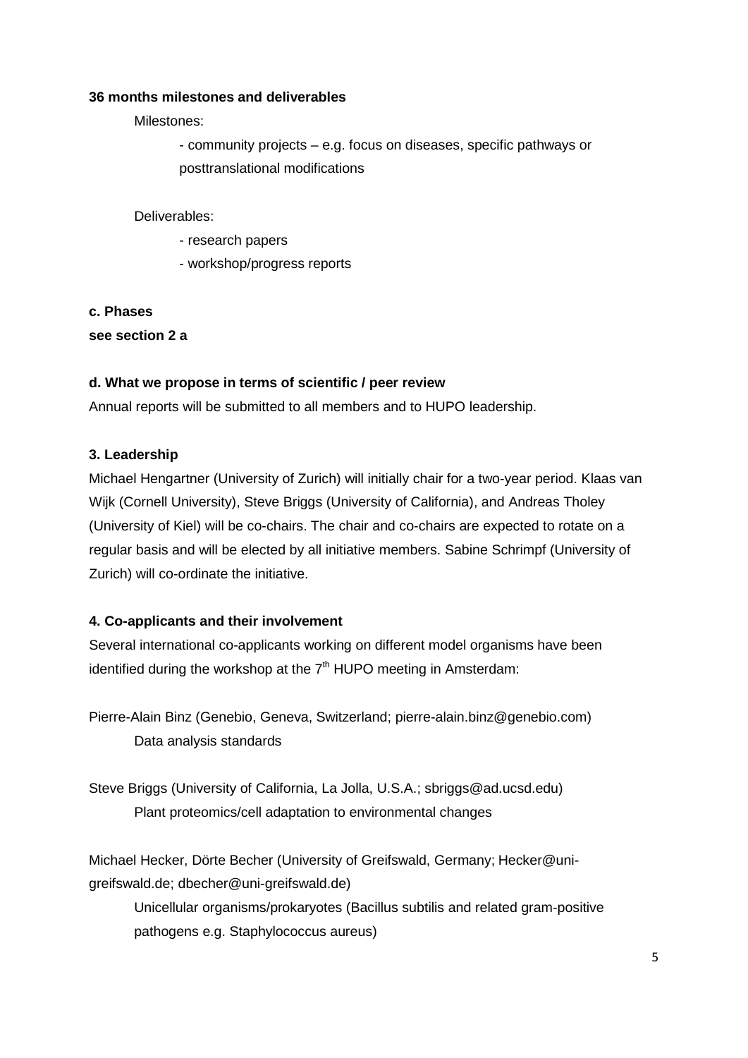**36 months milestones and deliverables**

Milestones:

- community projects – e.g. focus on diseases, specific pathways or posttranslational modifications

Deliverables:

- research papers
- workshop/progress reports

**c. Phases**

**see section 2 a**

**d. What we propose in terms of scientific / peer review**

Annual reports will be submitted to all members and to HUPO leadership.

**3. Leadership**

Michael Hengartner (University of Zurich) will initially chair for a two-year period. Klaas van Wijk (Cornell University), Steve Briggs (University of California), and Andreas Tholey (University of Kiel) will be co-chairs. The chair and co-chairs are expected to rotate on a regular basis and will be elected by all initiative members. Sabine Schrimpf (University of Zurich) will co-ordinate the initiative.

**4. Co-applicants and their involvement**

Several international co-applicants working on different model organisms have been identified during the workshop at the 7th HUPO meeting in Amsterdam:

Pierre-Alain Binz (Genebio, Geneva, Switzerland; pierre-alain.binz@genebio.com)

Data analysis standards

Steve Briggs (University of California, La Jolla, U.S.A.; sbriggs@ad.ucsd.edu)

Plant proteomics/cell adaptation to environmental changes

Michael Hecker, Dörte Becher (University of Greifswald, Germany; Hecker@uni-greifswald.de; dbecher@uni-greifswald.de)

Unicellular organisms/prokaryotes (Bacillus subtilis and related gram-positive pathogens e.g. Staphylococcus aureus)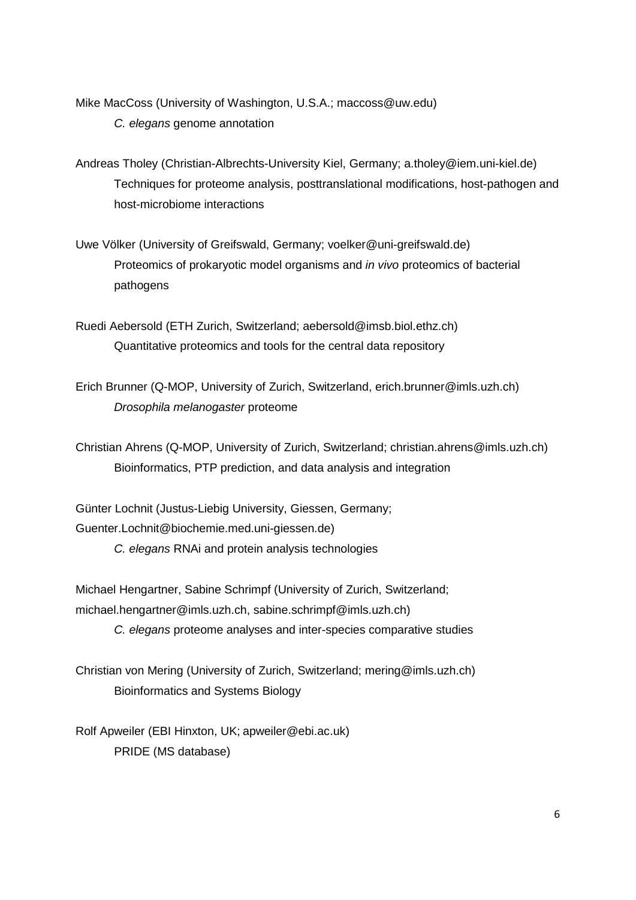Mike MacCoss (University of Washington, U.S.A.; maccoss@uw.edu)

*C. elegans* genome annotation

Andreas Tholey (Christian-Albrechts-University Kiel, Germany; a.tholey@iem.uni-kiel.de)

Techniques for proteome analysis, posttranslational modifications, host-pathogen and host-microbiome interactions

Uwe Völker (University of Greifswald, Germany; voelker@uni-greifswald.de)

Proteomics of prokaryotic model organisms and *in vivo* proteomics of bacterial pathogens

Ruedi Aebersold (ETH Zurich, Switzerland; aebersold@imsb.biol.ethz.ch)

Quantitative proteomics and tools for the central data repository

Erich Brunner (Q-MOP, University of Zurich, Switzerland, erich.brunner@imls.uzh.ch)

*Drosophila melanogaster* proteome

Christian Ahrens (Q-MOP, University of Zurich, Switzerland; christian.ahrens@imls.uzh.ch)

Bioinformatics, PTP prediction, and data analysis and integration

Günter Lochnit (Justus-Liebig University, Giessen, Germany; Guenter.Lochnit@biochemie.med.uni-giessen.de)

*C. elegans* RNAi and protein analysis technologies

Michael Hengartner, Sabine Schrimpf (University of Zurich, Switzerland; michael.hengartner@imls.uzh.ch, sabine.schrimpf@imls.uzh.ch)

*C. elegans* proteome analyses and inter-species comparative studies

Christian von Mering (University of Zurich, Switzerland; mering@imls.uzh.ch)

Bioinformatics and Systems Biology

Rolf Apweiler (EBI Hinxton, UK; apweiler@ebi.ac.uk)

PRIDE (MS database)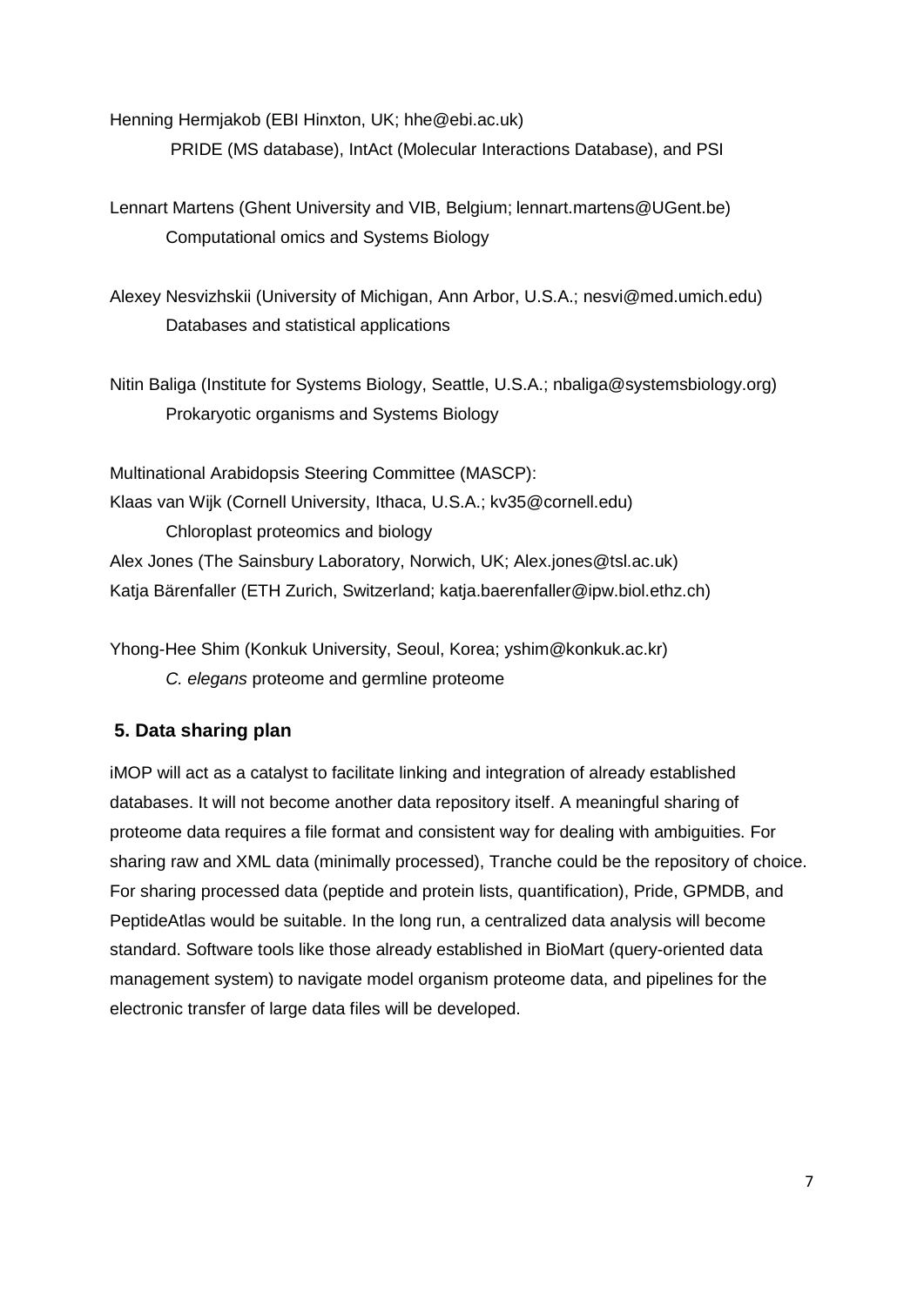Henning Hermjakob (EBI Hinxton, UK; hhe@ebi.ac.uk)

PRIDE (MS database), IntAct (Molecular Interactions Database), and PSI

Lennart Martens (Ghent University and VIB, Belgium; lennart.martens@UGent.be)

Computational omics and Systems Biology

Alexey Nesvizhskii (University of Michigan, Ann Arbor, U.S.A.; nesvi@med.umich.edu)

Databases and statistical applications

Nitin Baliga (Institute for Systems Biology, Seattle, U.S.A.; nbaliga@systemsbiology.org)

Prokaryotic organisms and Systems Biology

Multinational Arabidopsis Steering Committee (MASCP):

Klaas van Wijk (Cornell University, Ithaca, U.S.A.; kv35@cornell.edu)

Chloroplast proteomics and biology

Alex Jones (The Sainsbury Laboratory, Norwich, UK; Alex.jones@tsl.ac.uk)

Katja Bärenfaller (ETH Zurich, Switzerland; katja.baerenfaller@ipw.biol.ethz.ch)

Yhong-Hee Shim (Konkuk University, Seoul, Korea; yshim@konkuk.ac.kr)

*C. elegans* proteome and germline proteome

## 5. Data sharing plan

iMOP will act as a catalyst to facilitate linking and integration of already established databases. It will not become another data repository itself. A meaningful sharing of proteome data requires a file format and consistent way for dealing with ambiguities. For sharing raw and XML data (minimally processed), Tranche could be the repository of choice. For sharing processed data (peptide and protein lists, quantification), Pride, GPMDB, and PeptideAtlas would be suitable. In the long run, a centralized data analysis will become standard. Software tools like those already established in BioMart (query-oriented data management system) to navigate model organism proteome data, and pipelines for the electronic transfer of large data files will be developed.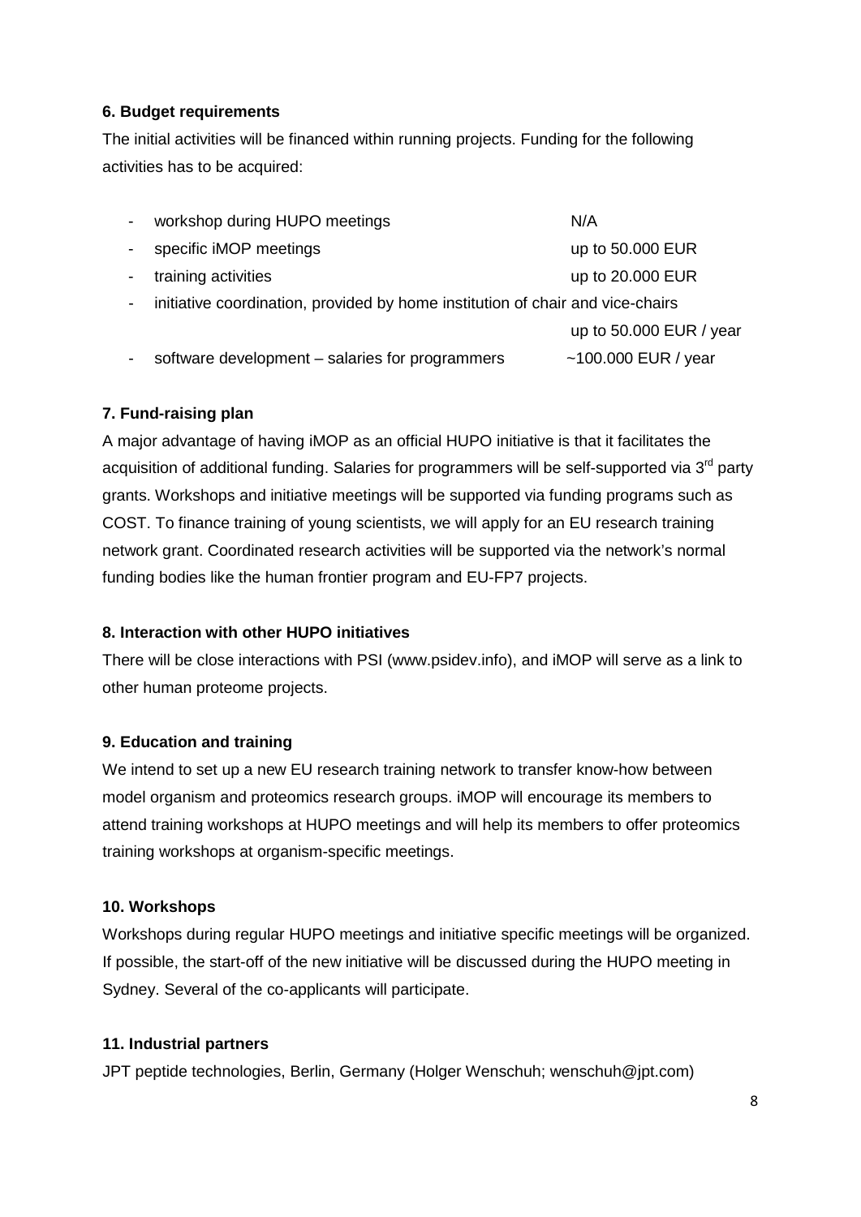**6. Budget requirements**

The initial activities will be financed within running projects. Funding for the following activities has to be acquired:

- workshop during HUPO meetings — N/A
- specific iMOP meetings — up to 50.000 EUR
- training activities — up to 20.000 EUR
- initiative coordination, provided by home institution of chair and vice-chairs — up to 50.000 EUR / year
- software development – salaries for programmers — ~100.000 EUR / year

**7. Fund-raising plan**

A major advantage of having iMOP as an official HUPO initiative is that it facilitates the acquisition of additional funding. Salaries for programmers will be self-supported via 3rd party grants. Workshops and initiative meetings will be supported via funding programs such as COST. To finance training of young scientists, we will apply for an EU research training network grant. Coordinated research activities will be supported via the network's normal funding bodies like the human frontier program and EU-FP7 projects.

**8. Interaction with other HUPO initiatives**

There will be close interactions with PSI (www.psidev.info), and iMOP will serve as a link to other human proteome projects.

**9. Education and training**

We intend to set up a new EU research training network to transfer know-how between model organism and proteomics research groups. iMOP will encourage its members to attend training workshops at HUPO meetings and will help its members to offer proteomics training workshops at organism-specific meetings.

**10. Workshops**

Workshops during regular HUPO meetings and initiative specific meetings will be organized. If possible, the start-off of the new initiative will be discussed during the HUPO meeting in Sydney. Several of the co-applicants will participate.

**11. Industrial partners**

JPT peptide technologies, Berlin, Germany (Holger Wenschuh; wenschuh@jpt.com)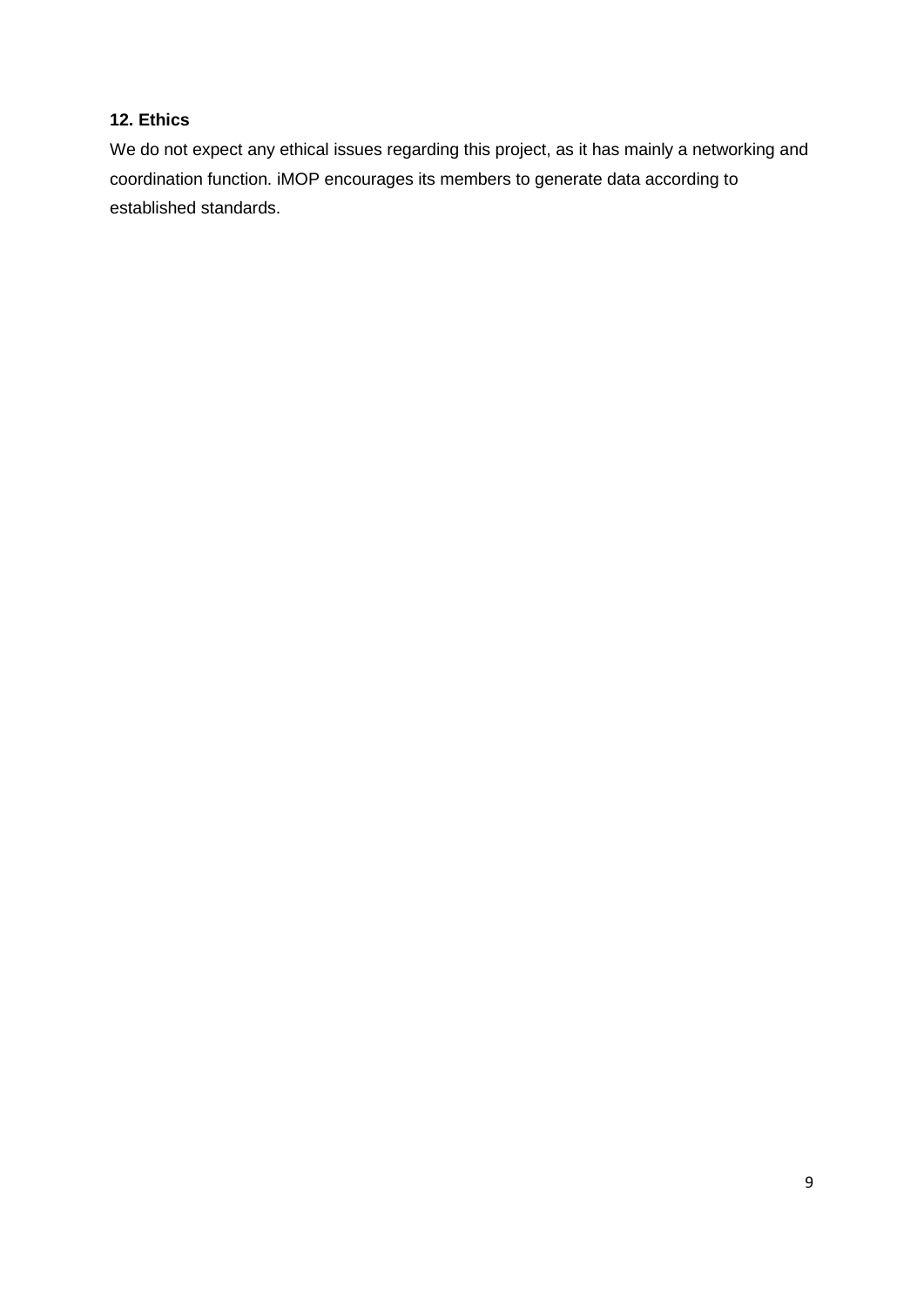## 12. Ethics

We do not expect any ethical issues regarding this project, as it has mainly a networking and coordination function. iMOP encourages its members to generate data according to established standards.